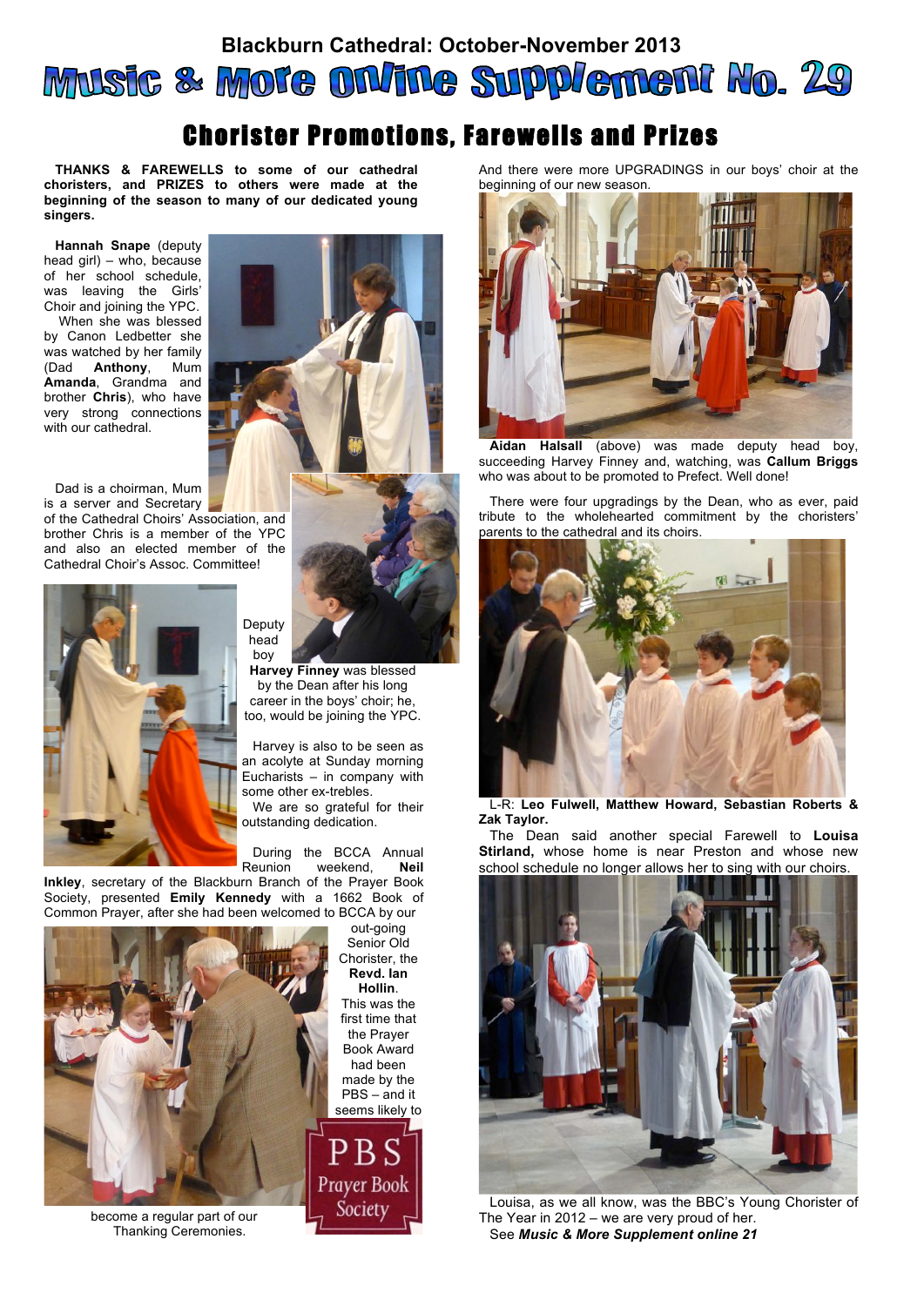Blackburn Cathedral: October-November 2013

# Music & More Online Supplement No. 29

## Chorister Promotions, Farewells and Prizes

**THANKS & FAREWELLS to some of our cathedral choristers, and PRIZES to others were made at the beginning of the season to many of our dedicated young singers.**

**Hannah Snape** (deputy head girl) – who, because of her school schedule, was leaving the Girls' Choir and joining the YPC.

When she was blessed by Canon Ledbetter she was watched by her family (Dad **Anthony**, Mum **Amanda**, Grandma and brother **Chris**), who have very strong connections with our cathedral.

Dad is a choirman, Mum is a server and Secretary of the Cathedral Choirs' Association, and brother Chris is a member of the YPC and also an elected member of the Cathedral Choir's Assoc. Committee!

Deputy head boy **Harvey Finney** was blessed by the Dean after his long career in the boys' choir; he, too, would be joining the YPC.

Harvey is also to be seen as an acolyte at Sunday morning Eucharists – in company with some other ex-trebles.

We are so grateful for their outstanding dedication.

During the BCCA Annual Reunion weekend, **Neil Inkley**, secretary of the Blackburn Branch of the Prayer Book Society, presented **Emily Kennedy** with a 1662 Book of Common Prayer, after she had been welcomed to BCCA by our out-going Senior Old Chorister, the **Revd. Ian Hollin**. This was the first time that the Prayer Book Award had been made by the PBS – and it seems likely to become a regular part of our Thanking Ceremonies.

PBS Prayer Book Society

And there were more UPGRADINGS in our boys' choir at the beginning of our new season.

**Aidan Halsall** (above) was made deputy head boy, succeeding Harvey Finney and, watching, was **Callum Briggs** who was about to be promoted to Prefect. Well done!

There were four upgradings by the Dean, who as ever, paid tribute to the wholehearted commitment by the choristers' parents to the cathedral and its choirs.

L-R: **Leo Fulwell, Matthew Howard, Sebastian Roberts & Zak Taylor.**

The Dean said another special Farewell to **Louisa Stirland,** whose home is near Preston and whose new school schedule no longer allows her to sing with our choirs.

Louisa, as we all know, was the BBC's Young Chorister of The Year in 2012 – we are very proud of her.

See ***Music & More Supplement online 21***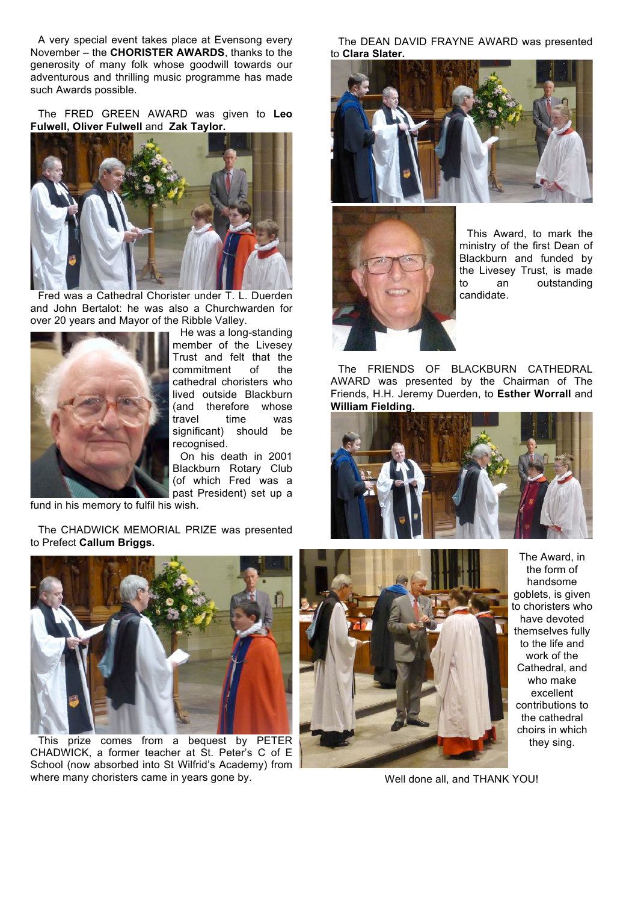A very special event takes place at Evensong every November – the **CHORISTER AWARDS**, thanks to the generosity of many folk whose goodwill towards our adventurous and thrilling music programme has made such Awards possible.

The FRED GREEN AWARD was given to **Leo Fulwell, Oliver Fulwell** and **Zak Taylor.**

Fred was a Cathedral Chorister under T. L. Duerden and John Bertalot: he was also a Churchwarden for over 20 years and Mayor of the Ribble Valley.

He was a long-standing member of the Livesey Trust and felt that the commitment of the cathedral choristers who lived outside Blackburn (and therefore whose travel time was significant) should be recognised.

On his death in 2001 Blackburn Rotary Club (of which Fred was a past President) set up a fund in his memory to fulfil his wish.

The CHADWICK MEMORIAL PRIZE was presented to Prefect **Callum Briggs.**

This prize comes from a bequest by PETER CHADWICK, a former teacher at St. Peter's C of E School (now absorbed into St Wilfrid's Academy) from where many choristers came in years gone by.

The DEAN DAVID FRAYNE AWARD was presented to **Clara Slater.**

This Award, to mark the ministry of the first Dean of Blackburn and funded by the Livesey Trust, is made to an outstanding candidate.

The FRIENDS OF BLACKBURN CATHEDRAL AWARD was presented by the Chairman of The Friends, H.H. Jeremy Duerden, to **Esther Worrall** and **William Fielding.**

The Award, in the form of handsome goblets, is given to choristers who have devoted themselves fully to the life and work of the Cathedral, and who make excellent contributions to the cathedral choirs in which they sing.

Well done all, and THANK YOU!